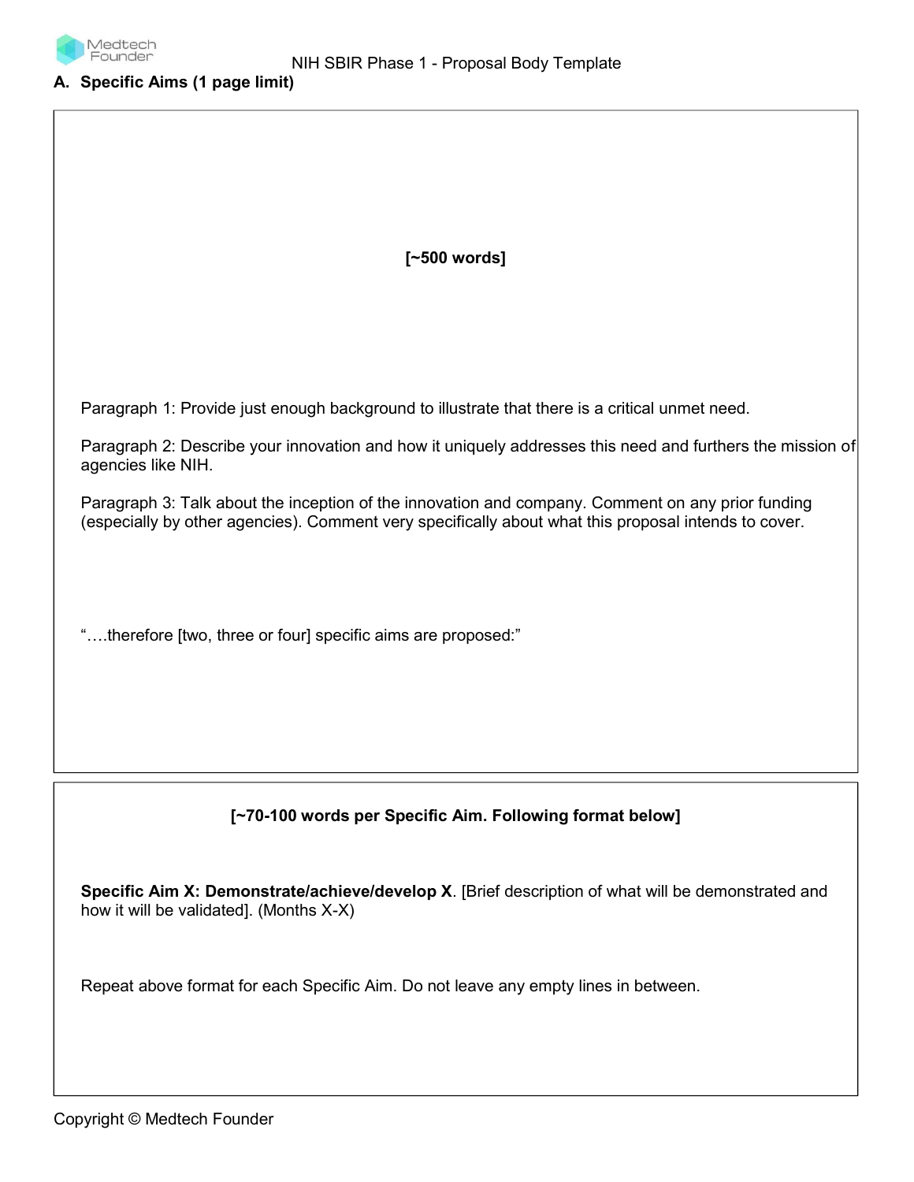## A. Specific Aims (1 page limit)

**[~500 words]**

Paragraph 1: Provide just enough background to illustrate that there is a critical unmet need.

Paragraph 2: Describe your innovation and how it uniquely addresses this need and furthers the mission of agencies like NIH.

Paragraph 3: Talk about the inception of the innovation and company. Comment on any prior funding (especially by other agencies). Comment very specifically about what this proposal intends to cover.

"….therefore [two, three or four] specific aims are proposed:"

**[~70-100 words per Specific Aim. Following format below]**

**Specific Aim X: Demonstrate/achieve/develop X**. [Brief description of what will be demonstrated and how it will be validated]. (Months X-X)

Repeat above format for each Specific Aim. Do not leave any empty lines in between.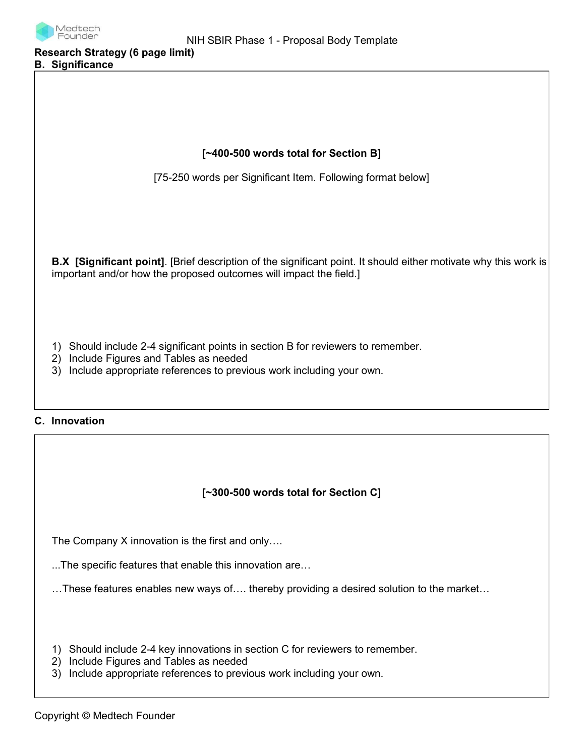**Research Strategy (6 page limit)**

## B. Significance

**[~400-500 words total for Section B]**

[75-250 words per Significant Item. Following format below]

**B.X [Significant point]**. [Brief description of the significant point. It should either motivate why this work is important and/or how the proposed outcomes will impact the field.]

1) Should include 2-4 significant points in section B for reviewers to remember.
2) Include Figures and Tables as needed
3) Include appropriate references to previous work including your own.

## C. Innovation

**[~300-500 words total for Section C]**

The Company X innovation is the first and only….

...The specific features that enable this innovation are…

…These features enables new ways of…. thereby providing a desired solution to the market…

1) Should include 2-4 key innovations in section C for reviewers to remember.
2) Include Figures and Tables as needed
3) Include appropriate references to previous work including your own.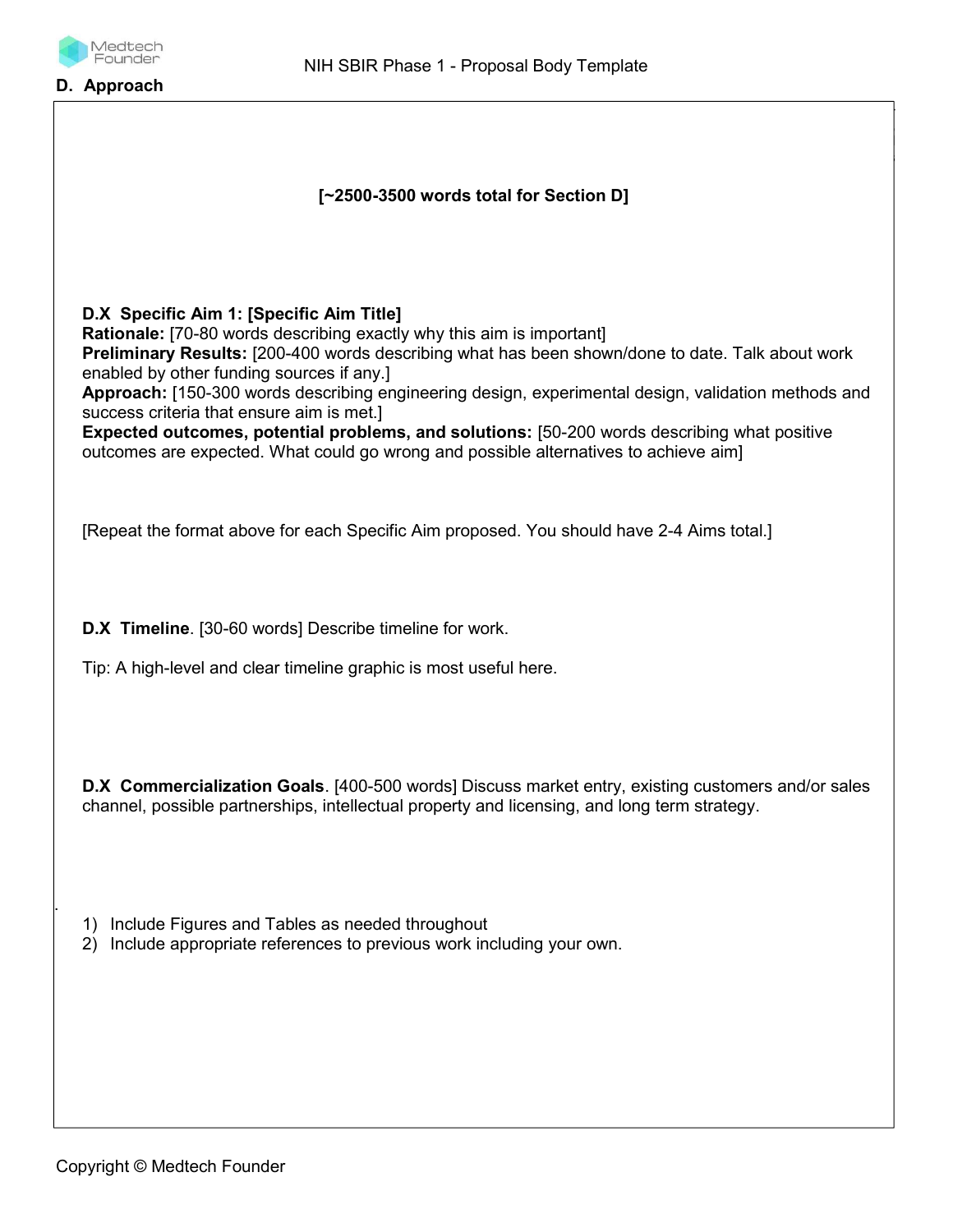## D. Approach

**[~2500-3500 words total for Section D]**

**D.X Specific Aim 1: [Specific Aim Title]**
**Rationale:** [70-80 words describing exactly why this aim is important]
**Preliminary Results:** [200-400 words describing what has been shown/done to date. Talk about work enabled by other funding sources if any.]
**Approach:** [150-300 words describing engineering design, experimental design, validation methods and success criteria that ensure aim is met.]
**Expected outcomes, potential problems, and solutions:** [50-200 words describing what positive outcomes are expected. What could go wrong and possible alternatives to achieve aim]

[Repeat the format above for each Specific Aim proposed. You should have 2-4 Aims total.]

**D.X Timeline**. [30-60 words] Describe timeline for work.

Tip: A high-level and clear timeline graphic is most useful here.

**D.X Commercialization Goals**. [400-500 words] Discuss market entry, existing customers and/or sales channel, possible partnerships, intellectual property and licensing, and long term strategy.

1) Include Figures and Tables as needed throughout
2) Include appropriate references to previous work including your own.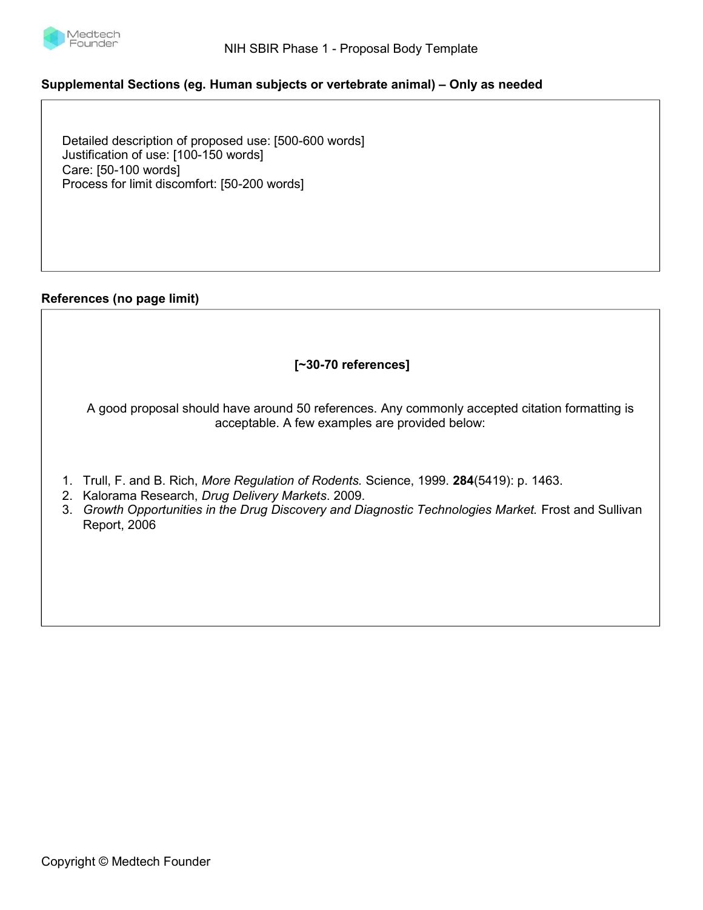**Supplemental Sections (eg. Human subjects or vertebrate animal) – Only as needed**

Detailed description of proposed use: [500-600 words]
Justification of use: [100-150 words]
Care: [50-100 words]
Process for limit discomfort: [50-200 words]

**References (no page limit)**

**[~30-70 references]**

A good proposal should have around 50 references. Any commonly accepted citation formatting is acceptable. A few examples are provided below:

1. Trull, F. and B. Rich, *More Regulation of Rodents.* Science, 1999. **284**(5419): p. 1463.
2. Kalorama Research, *Drug Delivery Markets*. 2009.
3. *Growth Opportunities in the Drug Discovery and Diagnostic Technologies Market.* Frost and Sullivan Report, 2006

Copyright © Medtech Founder